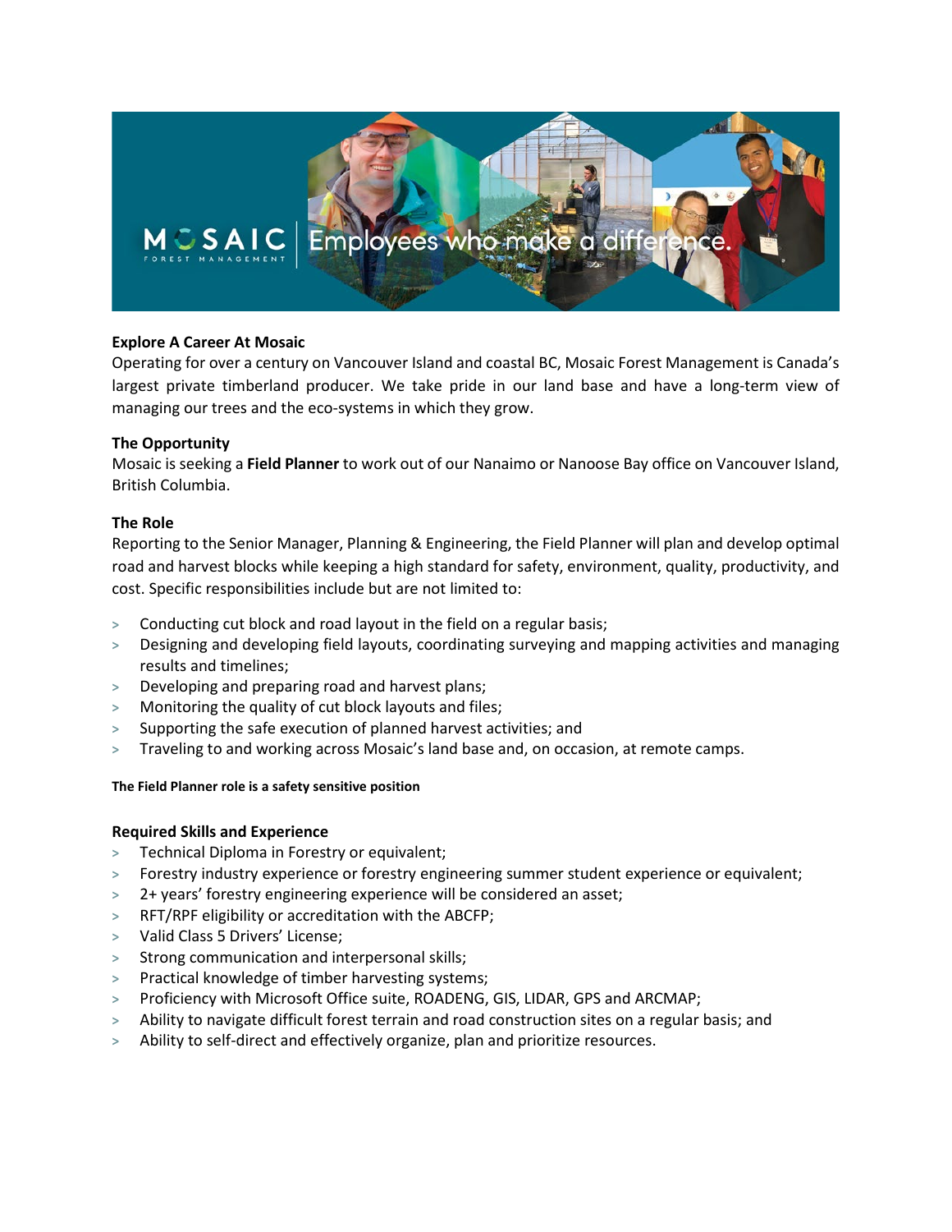## Explore A Career At Mosaic

Operating for over a century on Vancouver Island and coastal BC, Mosaic Forest Management is Canada's largest private timberland producer. We take pride in our land base and have a long-term view of managing our trees and the eco-systems in which they grow.

## The Opportunity

Mosaic is seeking a **Field Planner** to work out of our Nanaimo or Nanoose Bay office on Vancouver Island, British Columbia.

## The Role

Reporting to the Senior Manager, Planning & Engineering, the Field Planner will plan and develop optimal road and harvest blocks while keeping a high standard for safety, environment, quality, productivity, and cost. Specific responsibilities include but are not limited to:

- Conducting cut block and road layout in the field on a regular basis;
- Designing and developing field layouts, coordinating surveying and mapping activities and managing results and timelines;
- Developing and preparing road and harvest plans;
- Monitoring the quality of cut block layouts and files;
- Supporting the safe execution of planned harvest activities; and
- Traveling to and working across Mosaic's land base and, on occasion, at remote camps.

**The Field Planner role is a safety sensitive position**

## Required Skills and Experience

- Technical Diploma in Forestry or equivalent;
- Forestry industry experience or forestry engineering summer student experience or equivalent;
- 2+ years' forestry engineering experience will be considered an asset;
- RFT/RPF eligibility or accreditation with the ABCFP;
- Valid Class 5 Drivers' License;
- Strong communication and interpersonal skills;
- Practical knowledge of timber harvesting systems;
- Proficiency with Microsoft Office suite, ROADENG, GIS, LIDAR, GPS and ARCMAP;
- Ability to navigate difficult forest terrain and road construction sites on a regular basis; and
- Ability to self-direct and effectively organize, plan and prioritize resources.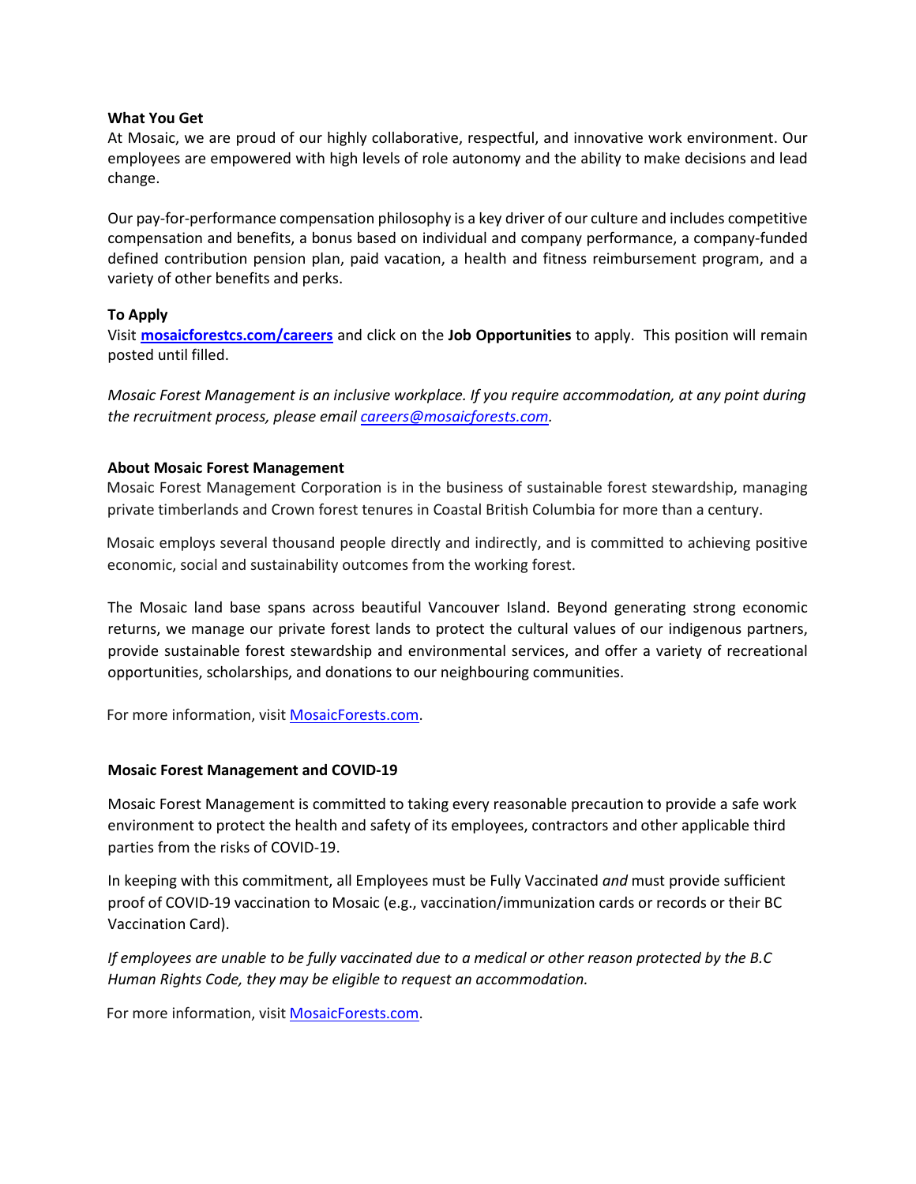**What You Get**

At Mosaic, we are proud of our highly collaborative, respectful, and innovative work environment. Our employees are empowered with high levels of role autonomy and the ability to make decisions and lead change.

Our pay-for-performance compensation philosophy is a key driver of our culture and includes competitive compensation and benefits, a bonus based on individual and company performance, a company-funded defined contribution pension plan, paid vacation, a health and fitness reimbursement program, and a variety of other benefits and perks.

**To Apply**

Visit **mosaicforestcs.com/careers** and click on the **Job Opportunities** to apply. This position will remain posted until filled.

*Mosaic Forest Management is an inclusive workplace. If you require accommodation, at any point during the recruitment process, please email careers@mosaicforests.com.*

**About Mosaic Forest Management**

Mosaic Forest Management Corporation is in the business of sustainable forest stewardship, managing private timberlands and Crown forest tenures in Coastal British Columbia for more than a century.

Mosaic employs several thousand people directly and indirectly, and is committed to achieving positive economic, social and sustainability outcomes from the working forest.

The Mosaic land base spans across beautiful Vancouver Island. Beyond generating strong economic returns, we manage our private forest lands to protect the cultural values of our indigenous partners, provide sustainable forest stewardship and environmental services, and offer a variety of recreational opportunities, scholarships, and donations to our neighbouring communities.

For more information, visit MosaicForests.com.

**Mosaic Forest Management and COVID-19**

Mosaic Forest Management is committed to taking every reasonable precaution to provide a safe work environment to protect the health and safety of its employees, contractors and other applicable third parties from the risks of COVID-19.

In keeping with this commitment, all Employees must be Fully Vaccinated *and* must provide sufficient proof of COVID-19 vaccination to Mosaic (e.g., vaccination/immunization cards or records or their BC Vaccination Card).

*If employees are unable to be fully vaccinated due to a medical or other reason protected by the B.C Human Rights Code, they may be eligible to request an accommodation.*

For more information, visit MosaicForests.com.